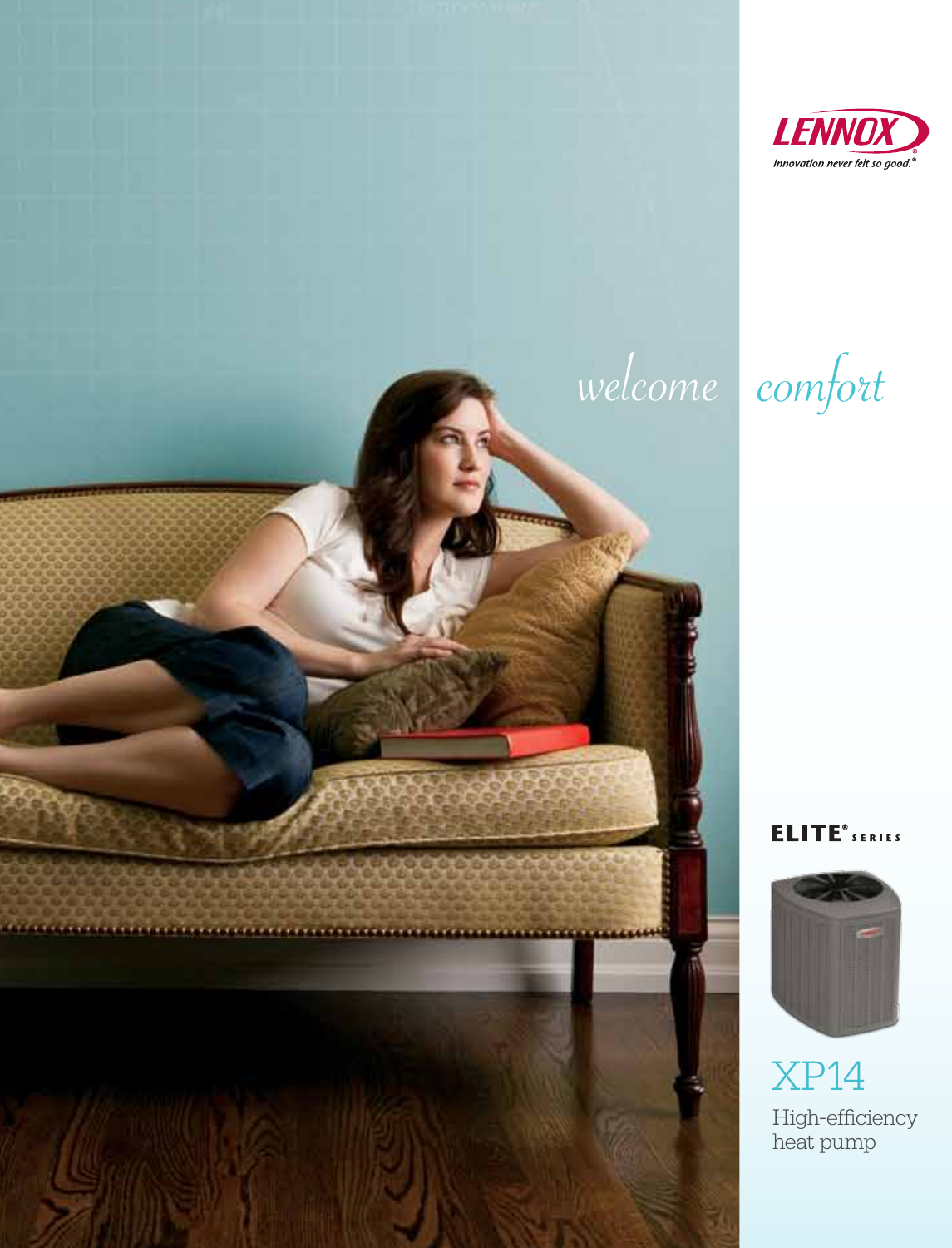LENNOX

*Innovation never felt so good.®*

# *welcome comfort*

**ELITE® SERIES**

## XP14

High-efficiency heat pump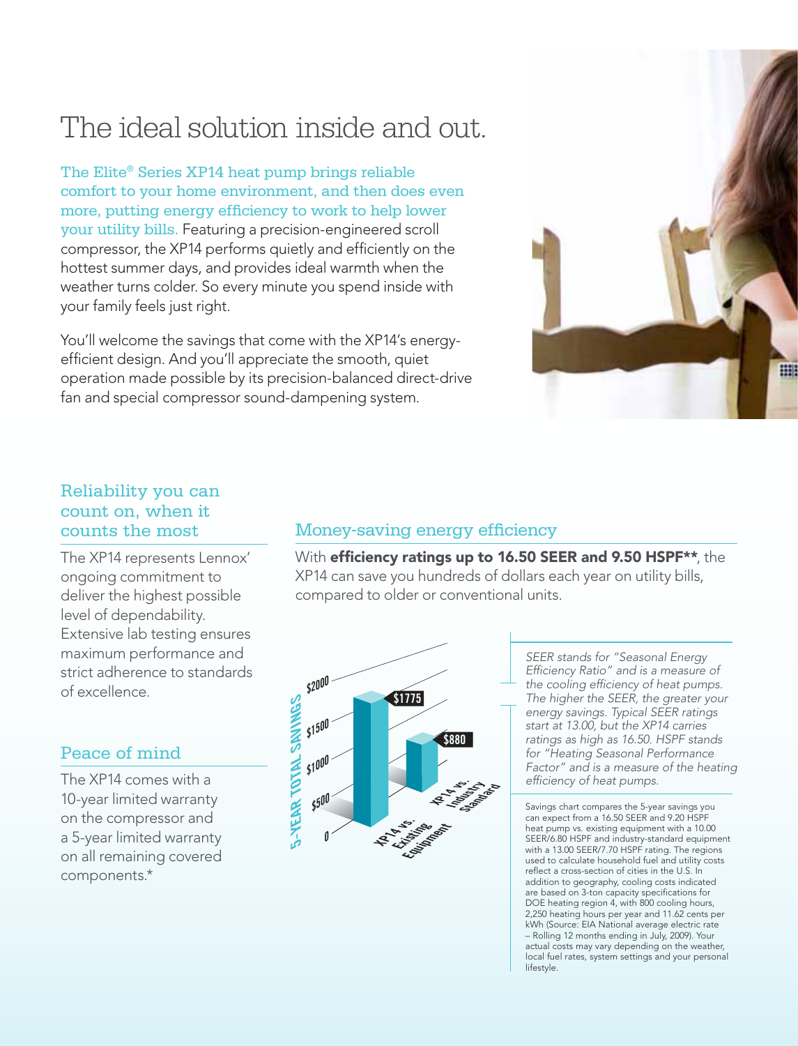# The ideal solution inside and out.

The Elite® Series XP14 heat pump brings reliable comfort to your home environment, and then does even more, putting energy efficiency to work to help lower your utility bills. Featuring a precision-engineered scroll compressor, the XP14 performs quietly and efficiently on the hottest summer days, and provides ideal warmth when the weather turns colder. So every minute you spend inside with your family feels just right.

You'll welcome the savings that come with the XP14's energy-efficient design. And you'll appreciate the smooth, quiet operation made possible by its precision-balanced direct-drive fan and special compressor sound-dampening system.

## Reliability you can count on, when it counts the most

The XP14 represents Lennox' ongoing commitment to deliver the highest possible level of dependability. Extensive lab testing ensures maximum performance and strict adherence to standards of excellence.

## Peace of mind

The XP14 comes with a 10-year limited warranty on the compressor and a 5-year limited warranty on all remaining covered components.*

## Money-saving energy efficiency

With **efficiency ratings up to 16.50 SEER and 9.50 HSPF****, the XP14 can save you hundreds of dollars each year on utility bills, compared to older or conventional units.

5-YEAR TOTAL SAVINGS

| | 5-Year Total Savings |
|---|---|
| XP14 vs. Existing Equipment | $1775 |
| XP14 vs. Industry Standard | $880 |

*SEER stands for "Seasonal Energy Efficiency Ratio" and is a measure of the cooling efficiency of heat pumps. The higher the SEER, the greater your energy savings. Typical SEER ratings start at 13.00, but the XP14 carries ratings as high as 16.50. HSPF stands for "Heating Seasonal Performance Factor" and is a measure of the heating efficiency of heat pumps.*

Savings chart compares the 5-year savings you can expect from a 16.50 SEER and 9.20 HSPF heat pump vs. existing equipment with a 10.00 SEER/6.80 HSPF and industry-standard equipment with a 13.00 SEER/7.70 HSPF rating. The regions used to calculate household fuel and utility costs reflect a cross-section of cities in the U.S. In addition to geography, cooling costs indicated are based on 3-ton capacity specifications for DOE heating region 4, with 800 cooling hours, 2,250 heating hours per year and 11.62 cents per kWh (Source: EIA National average electric rate – Rolling 12 months ending in July, 2009). Your actual costs may vary depending on the weather, local fuel rates, system settings and your personal lifestyle.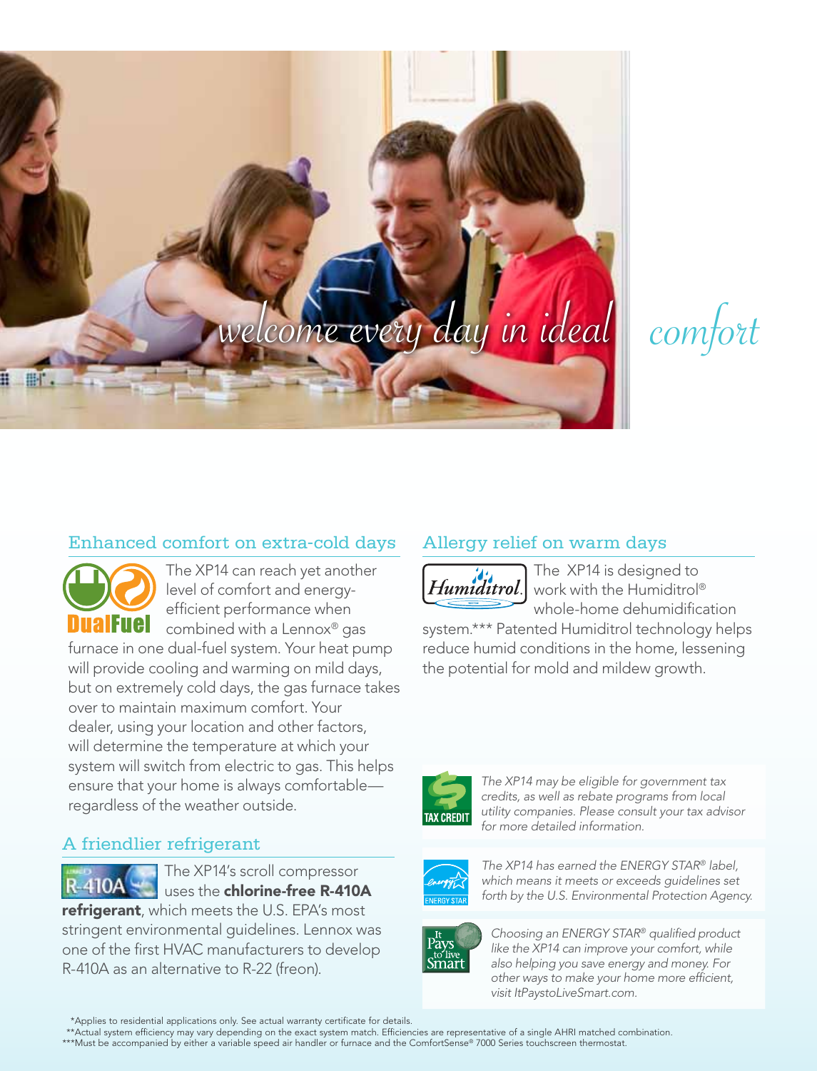# welcome every day in ideal comfort

## Enhanced comfort on extra-cold days

The XP14 can reach yet another level of comfort and energy-efficient performance when combined with a Lennox® gas furnace in one dual-fuel system. Your heat pump will provide cooling and warming on mild days, but on extremely cold days, the gas furnace takes over to maintain maximum comfort. Your dealer, using your location and other factors, will determine the temperature at which your system will switch from electric to gas. This helps ensure that your home is always comfortable—regardless of the weather outside.

## A friendlier refrigerant

The XP14's scroll compressor uses the **chlorine-free R-410A refrigerant**, which meets the U.S. EPA's most stringent environmental guidelines. Lennox was one of the first HVAC manufacturers to develop R-410A as an alternative to R-22 (freon).

## Allergy relief on warm days

The XP14 is designed to work with the Humiditrol® whole-home dehumidification system.*** Patented Humiditrol technology helps reduce humid conditions in the home, lessening the potential for mold and mildew growth.

*The XP14 may be eligible for government tax credits, as well as rebate programs from local utility companies. Please consult your tax advisor for more detailed information.*

*The XP14 has earned the ENERGY STAR® label, which means it meets or exceeds guidelines set forth by the U.S. Environmental Protection Agency.*

*Choosing an ENERGY STAR® qualified product like the XP14 can improve your comfort, while also helping you save energy and money. For other ways to make your home more efficient, visit ItPaystoLiveSmart.com.*

*Applies to residential applications only. See actual warranty certificate for details.
**Actual system efficiency may vary depending on the exact system match. Efficiencies are representative of a single AHRI matched combination.
***Must be accompanied by either a variable speed air handler or furnace and the ComfortSense® 7000 Series touchscreen thermostat.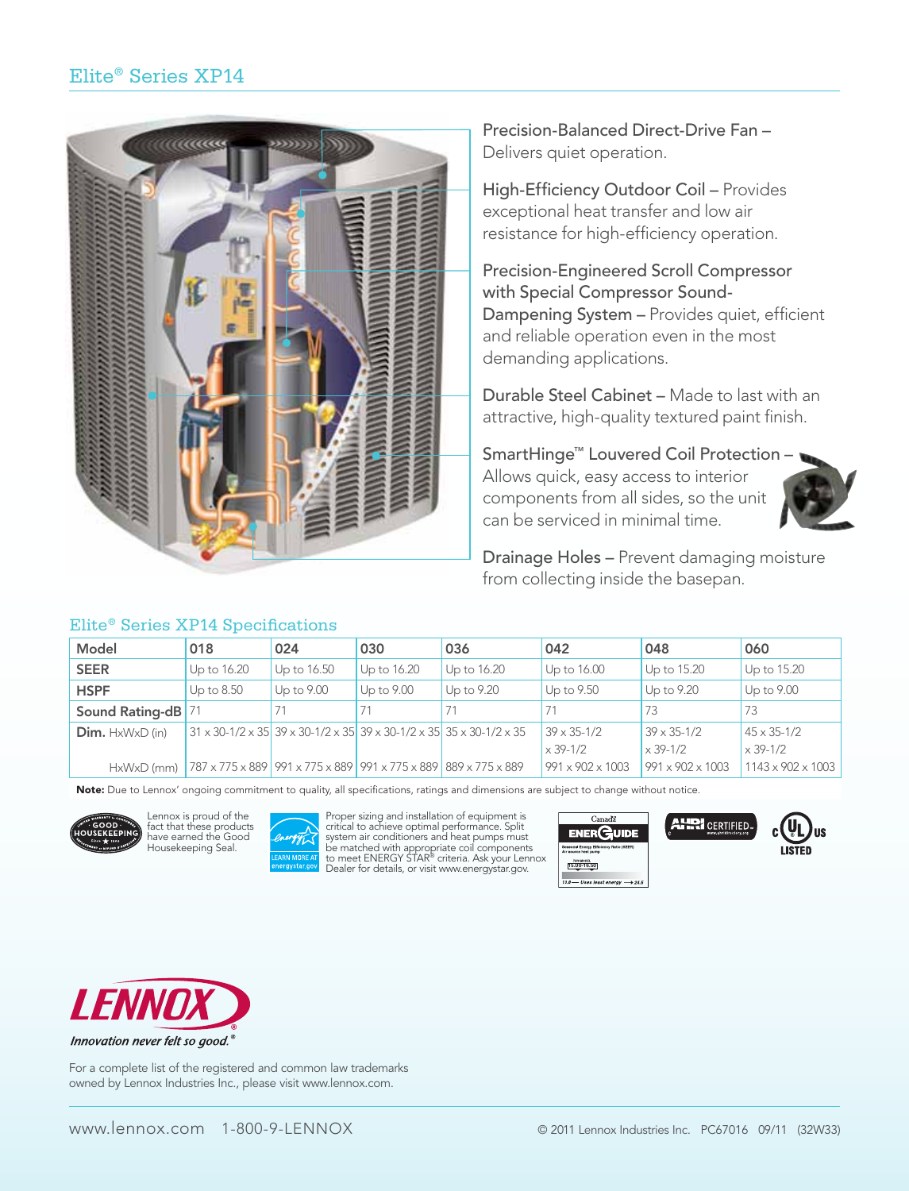## Elite® Series XP14

**Precision-Balanced Direct-Drive Fan** – Delivers quiet operation.

**High-Efficiency Outdoor Coil** – Provides exceptional heat transfer and low air resistance for high-efficiency operation.

**Precision-Engineered Scroll Compressor with Special Compressor Sound-Dampening System** – Provides quiet, efficient and reliable operation even in the most demanding applications.

**Durable Steel Cabinet** – Made to last with an attractive, high-quality textured paint finish.

**SmartHinge™ Louvered Coil Protection** – Allows quick, easy access to interior components from all sides, so the unit can be serviced in minimal time.

**Drainage Holes** – Prevent damaging moisture from collecting inside the basepan.

### Elite® Series XP14 Specifications

| Model | 018 | 024 | 030 | 036 | 042 | 048 | 060 |
|---|---|---|---|---|---|---|---|
| **SEER** | Up to 16.20 | Up to 16.50 | Up to 16.20 | Up to 16.20 | Up to 16.00 | Up to 15.20 | Up to 15.20 |
| **HSPF** | Up to 8.50 | Up to 9.00 | Up to 9.00 | Up to 9.20 | Up to 9.50 | Up to 9.20 | Up to 9.00 |
| **Sound Rating-dB** | 71 | 71 | 71 | 71 | 71 | 73 | 73 |
| **Dim.** HxWxD (in) | 31 x 30-1/2 x 35 | 39 x 30-1/2 x 35 | 39 x 30-1/2 x 35 | 35 x 30-1/2 x 35 | 39 x 35-1/2 x 39-1/2 | 39 x 35-1/2 x 39-1/2 | 45 x 35-1/2 x 39-1/2 |
| HxWxD (mm) | 787 x 775 x 889 | 991 x 775 x 889 | 991 x 775 x 889 | 889 x 775 x 889 | 991 x 902 x 1003 | 991 x 902 x 1003 | 1143 x 902 x 1003 |

**Note:** Due to Lennox' ongoing commitment to quality, all specifications, ratings and dimensions are subject to change without notice.

Lennox is proud of the fact that these products have earned the Good Housekeeping Seal.

Proper sizing and installation of equipment is critical to achieve optimal performance. Split system air conditioners and heat pumps must be matched with appropriate coil components to meet ENERGY STAR® criteria. Ask your Lennox Dealer for details, or visit www.energystar.gov.

LENNOX
*Innovation never felt so good.®*

For a complete list of the registered and common law trademarks owned by Lennox Industries Inc., please visit www.lennox.com.

www.lennox.com 1-800-9-LENNOX

© 2011 Lennox Industries Inc. PC67016 09/11 (32W33)